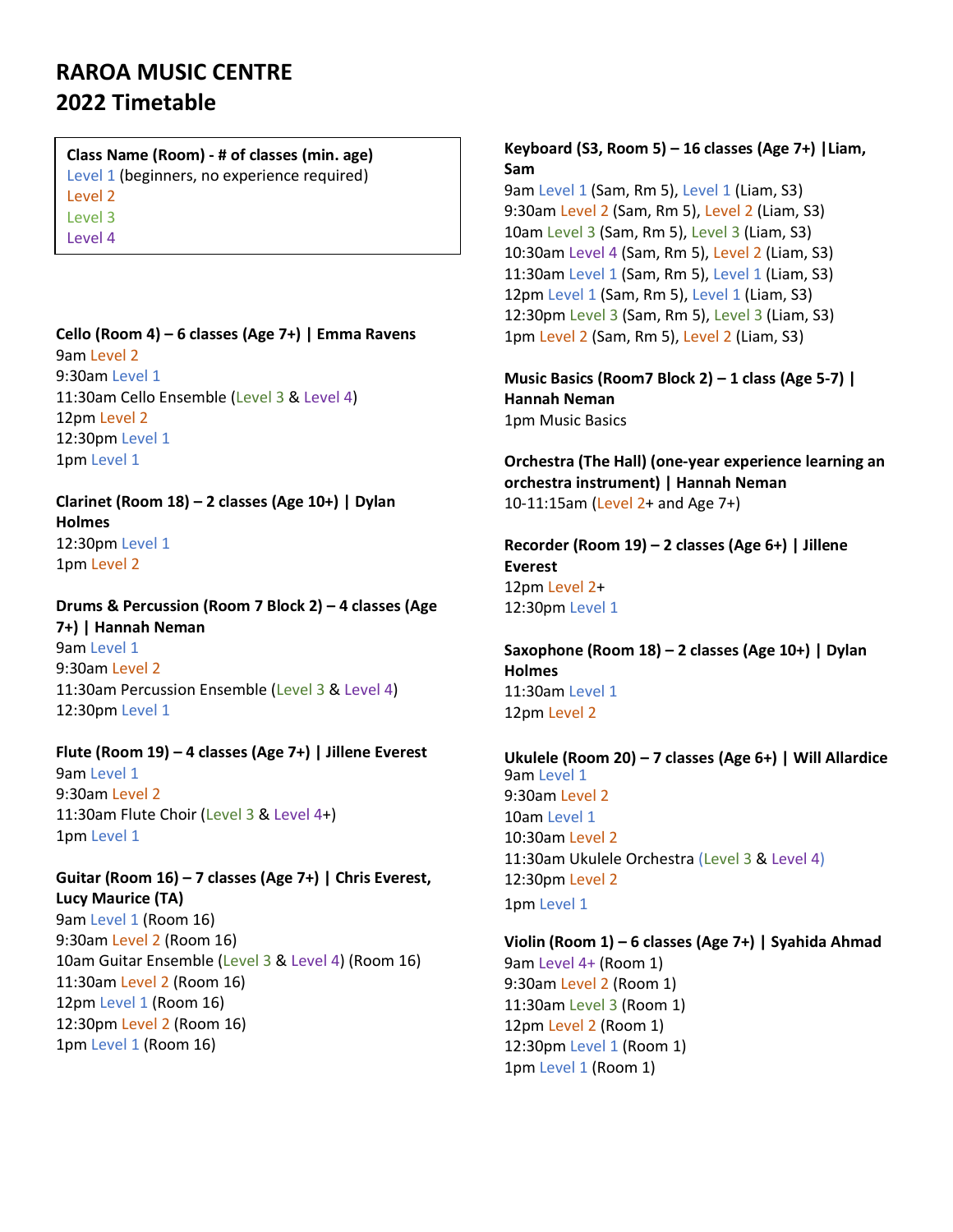# RAROA MUSIC CENTRE
## 2022 Timetable

**Class Name (Room) - # of classes (min. age)**
Level 1 (beginners, no experience required)
Level 2
Level 3
Level 4

**Cello (Room 4) – 6 classes (Age 7+) | Emma Ravens**
9am Level 2
9:30am Level 1
11:30am Cello Ensemble (Level 3 & Level 4)
12pm Level 2
12:30pm Level 1
1pm Level 1

**Clarinet (Room 18) – 2 classes (Age 10+) | Dylan Holmes**
12:30pm Level 1
1pm Level 2

**Drums & Percussion (Room 7 Block 2) – 4 classes (Age 7+) | Hannah Neman**
9am Level 1
9:30am Level 2
11:30am Percussion Ensemble (Level 3 & Level 4)
12:30pm Level 1

**Flute (Room 19) – 4 classes (Age 7+) | Jillene Everest**
9am Level 1
9:30am Level 2
11:30am Flute Choir (Level 3 & Level 4+)
1pm Level 1

**Guitar (Room 16) – 7 classes (Age 7+) | Chris Everest, Lucy Maurice (TA)**
9am Level 1 (Room 16)
9:30am Level 2 (Room 16)
10am Guitar Ensemble (Level 3 & Level 4) (Room 16)
11:30am Level 2 (Room 16)
12pm Level 1 (Room 16)
12:30pm Level 2 (Room 16)
1pm Level 1 (Room 16)

**Keyboard (S3, Room 5) – 16 classes (Age 7+) |Liam, Sam**
9am Level 1 (Sam, Rm 5), Level 1 (Liam, S3)
9:30am Level 2 (Sam, Rm 5), Level 2 (Liam, S3)
10am Level 3 (Sam, Rm 5), Level 3 (Liam, S3)
10:30am Level 4 (Sam, Rm 5), Level 2 (Liam, S3)
11:30am Level 1 (Sam, Rm 5), Level 1 (Liam, S3)
12pm Level 1 (Sam, Rm 5), Level 1 (Liam, S3)
12:30pm Level 3 (Sam, Rm 5), Level 3 (Liam, S3)
1pm Level 2 (Sam, Rm 5), Level 2 (Liam, S3)

**Music Basics (Room7 Block 2) – 1 class (Age 5-7) | Hannah Neman**
1pm Music Basics

**Orchestra (The Hall) (one-year experience learning an orchestra instrument) | Hannah Neman**
10-11:15am (Level 2+ and Age 7+)

**Recorder (Room 19) – 2 classes (Age 6+) | Jillene Everest**
12pm Level 2+
12:30pm Level 1

**Saxophone (Room 18) – 2 classes (Age 10+) | Dylan Holmes**
11:30am Level 1
12pm Level 2

**Ukulele (Room 20) – 7 classes (Age 6+) | Will Allardice**
9am Level 1
9:30am Level 2
10am Level 1
10:30am Level 2
11:30am Ukulele Orchestra (Level 3 & Level 4)
12:30pm Level 2
1pm Level 1

**Violin (Room 1) – 6 classes (Age 7+) | Syahida Ahmad**
9am Level 4+ (Room 1)
9:30am Level 2 (Room 1)
11:30am Level 3 (Room 1)
12pm Level 2 (Room 1)
12:30pm Level 1 (Room 1)
1pm Level 1 (Room 1)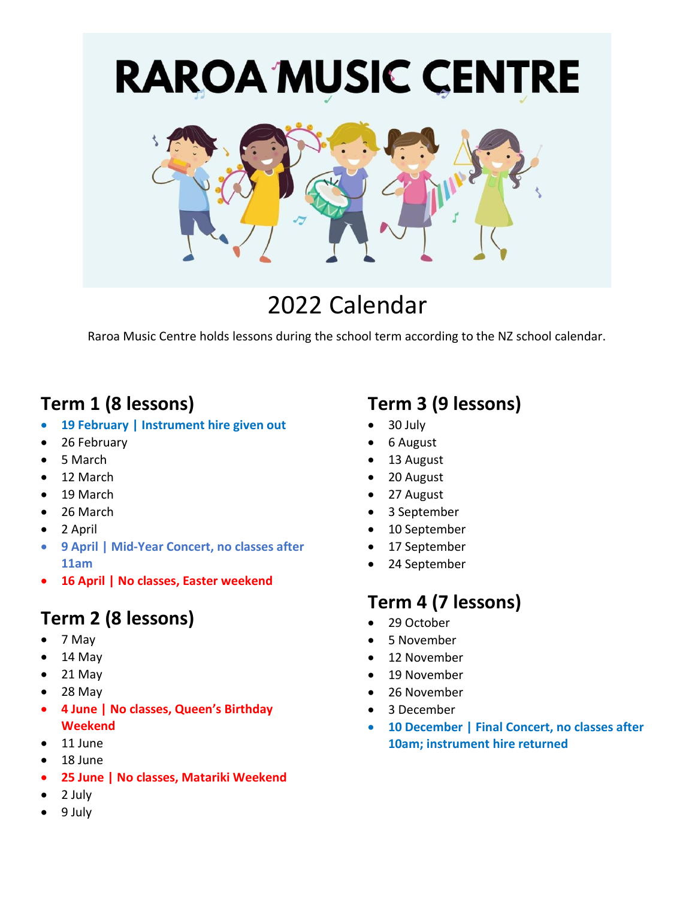# RAROA MUSIC CENTRE

## 2022 Calendar

Raroa Music Centre holds lessons during the school term according to the NZ school calendar.

### Term 1 (8 lessons)

- **19 February | Instrument hire given out**
- 26 February
- 5 March
- 12 March
- 19 March
- 26 March
- 2 April
- **9 April | Mid-Year Concert, no classes after 11am**
- **16 April | No classes, Easter weekend**

### Term 2 (8 lessons)

- 7 May
- 14 May
- 21 May
- 28 May
- **4 June | No classes, Queen's Birthday Weekend**
- 11 June
- 18 June
- **25 June | No classes, Matariki Weekend**
- 2 July
- 9 July

### Term 3 (9 lessons)

- 30 July
- 6 August
- 13 August
- 20 August
- 27 August
- 3 September
- 10 September
- 17 September
- 24 September

### Term 4 (7 lessons)

- 29 October
- 5 November
- 12 November
- 19 November
- 26 November
- 3 December
- **10 December | Final Concert, no classes after 10am; instrument hire returned**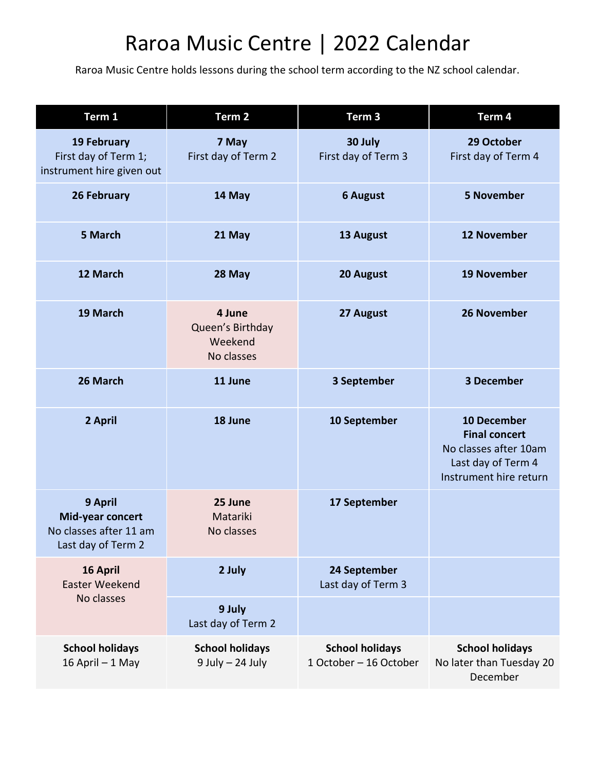# Raroa Music Centre | 2022 Calendar

Raroa Music Centre holds lessons during the school term according to the NZ school calendar.

| Term 1 | Term 2 | Term 3 | Term 4 |
|---|---|---|---|
| **19 February** First day of Term 1; instrument hire given out | **7 May** First day of Term 2 | **30 July** First day of Term 3 | **29 October** First day of Term 4 |
| **26 February** | **14 May** | **6 August** | **5 November** |
| **5 March** | **21 May** | **13 August** | **12 November** |
| **12 March** | **28 May** | **20 August** | **19 November** |
| **19 March** | **4 June** Queen's Birthday Weekend No classes | **27 August** | **26 November** |
| **26 March** | **11 June** | **3 September** | **3 December** |
| **2 April** | **18 June** | **10 September** | **10 December** **Final concert** No classes after 10am Last day of Term 4 Instrument hire return |
| **9 April** **Mid-year concert** No classes after 11 am Last day of Term 2 | **25 June** Matariki No classes | **17 September** | |
| **16 April** Easter Weekend No classes | **2 July** | **24 September** Last day of Term 3 | |
| | **9 July** Last day of Term 2 | | |
| **School holidays** 16 April – 1 May | **School holidays** 9 July – 24 July | **School holidays** 1 October – 16 October | **School holidays** No later than Tuesday 20 December |